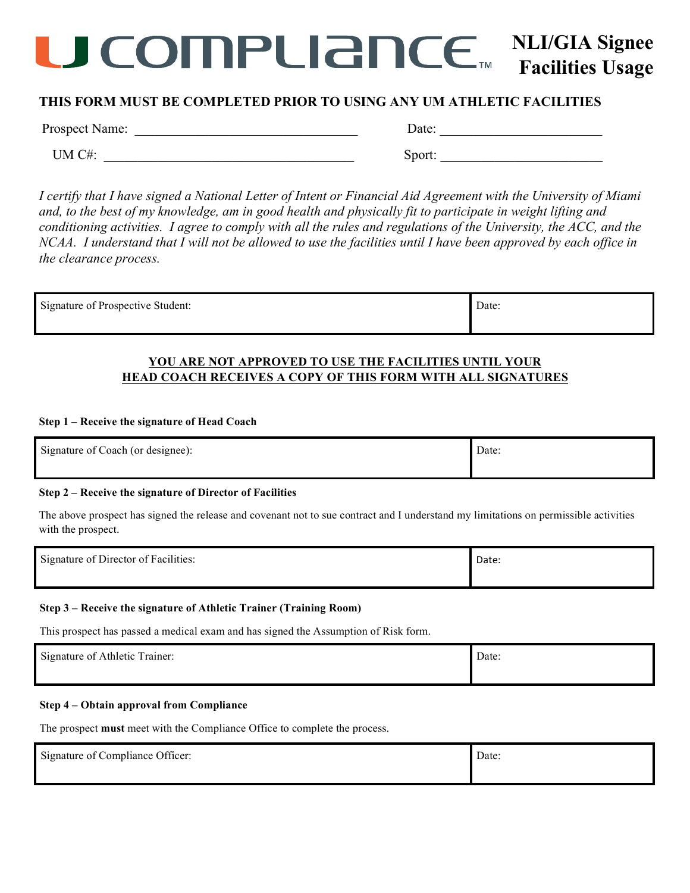# U COMPLIANCE™

## NLI/GIA Signee Facilities Usage

**THIS FORM MUST BE COMPLETED PRIOR TO USING ANY UM ATHLETIC FACILITIES**

Prospect Name: ________________________________ Date: ________________________

UM C#: ____________________________________ Sport: ________________________

*I certify that I have signed a National Letter of Intent or Financial Aid Agreement with the University of Miami and, to the best of my knowledge, am in good health and physically fit to participate in weight lifting and conditioning activities. I agree to comply with all the rules and regulations of the University, the ACC, and the NCAA. I understand that I will not be allowed to use the facilities until I have been approved by each office in the clearance process.*

| Signature of Prospective Student: | Date: |
| --- | --- |
| | |

**YOU ARE NOT APPROVED TO USE THE FACILITIES UNTIL YOUR HEAD COACH RECEIVES A COPY OF THIS FORM WITH ALL SIGNATURES**

**Step 1 – Receive the signature of Head Coach**

| Signature of Coach (or designee): | Date: |
| --- | --- |
| | |

**Step 2 – Receive the signature of Director of Facilities**

The above prospect has signed the release and covenant not to sue contract and I understand my limitations on permissible activities with the prospect.

| Signature of Director of Facilities: | Date: |
| --- | --- |
| | |

**Step 3 – Receive the signature of Athletic Trainer (Training Room)**

This prospect has passed a medical exam and has signed the Assumption of Risk form.

| Signature of Athletic Trainer: | Date: |
| --- | --- |
| | |

**Step 4 – Obtain approval from Compliance**

The prospect **must** meet with the Compliance Office to complete the process.

| Signature of Compliance Officer: | Date: |
| --- | --- |
| | |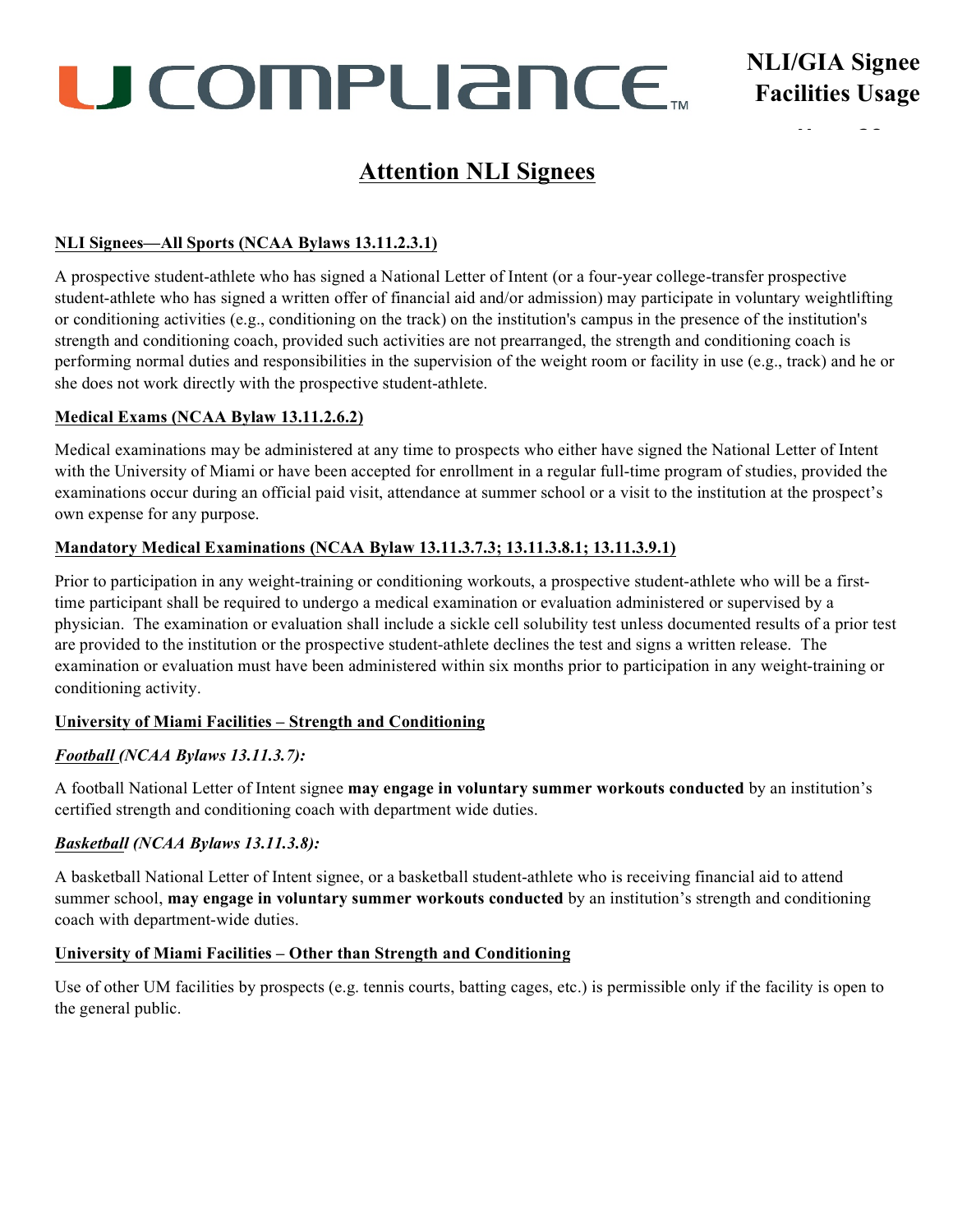# U COMPLIANCE™

**NLI/GIA Signee Facilities Usage**

## Attention NLI Signees

### NLI Signees—All Sports (NCAA Bylaws 13.11.2.3.1)

A prospective student-athlete who has signed a National Letter of Intent (or a four-year college-transfer prospective student-athlete who has signed a written offer of financial aid and/or admission) may participate in voluntary weightlifting or conditioning activities (e.g., conditioning on the track) on the institution's campus in the presence of the institution's strength and conditioning coach, provided such activities are not prearranged, the strength and conditioning coach is performing normal duties and responsibilities in the supervision of the weight room or facility in use (e.g., track) and he or she does not work directly with the prospective student-athlete.

### Medical Exams (NCAA Bylaw 13.11.2.6.2)

Medical examinations may be administered at any time to prospects who either have signed the National Letter of Intent with the University of Miami or have been accepted for enrollment in a regular full-time program of studies, provided the examinations occur during an official paid visit, attendance at summer school or a visit to the institution at the prospect's own expense for any purpose.

### Mandatory Medical Examinations (NCAA Bylaw 13.11.3.7.3; 13.11.3.8.1; 13.11.3.9.1)

Prior to participation in any weight-training or conditioning workouts, a prospective student-athlete who will be a first-time participant shall be required to undergo a medical examination or evaluation administered or supervised by a physician. The examination or evaluation shall include a sickle cell solubility test unless documented results of a prior test are provided to the institution or the prospective student-athlete declines the test and signs a written release. The examination or evaluation must have been administered within six months prior to participation in any weight-training or conditioning activity.

### University of Miami Facilities – Strength and Conditioning

***Football (NCAA Bylaws 13.11.3.7):***

A football National Letter of Intent signee **may engage in voluntary summer workouts conducted** by an institution's certified strength and conditioning coach with department wide duties.

***Basketball (NCAA Bylaws 13.11.3.8):***

A basketball National Letter of Intent signee, or a basketball student-athlete who is receiving financial aid to attend summer school, **may engage in voluntary summer workouts conducted** by an institution's strength and conditioning coach with department-wide duties.

### University of Miami Facilities – Other than Strength and Conditioning

Use of other UM facilities by prospects (e.g. tennis courts, batting cages, etc.) is permissible only if the facility is open to the general public.